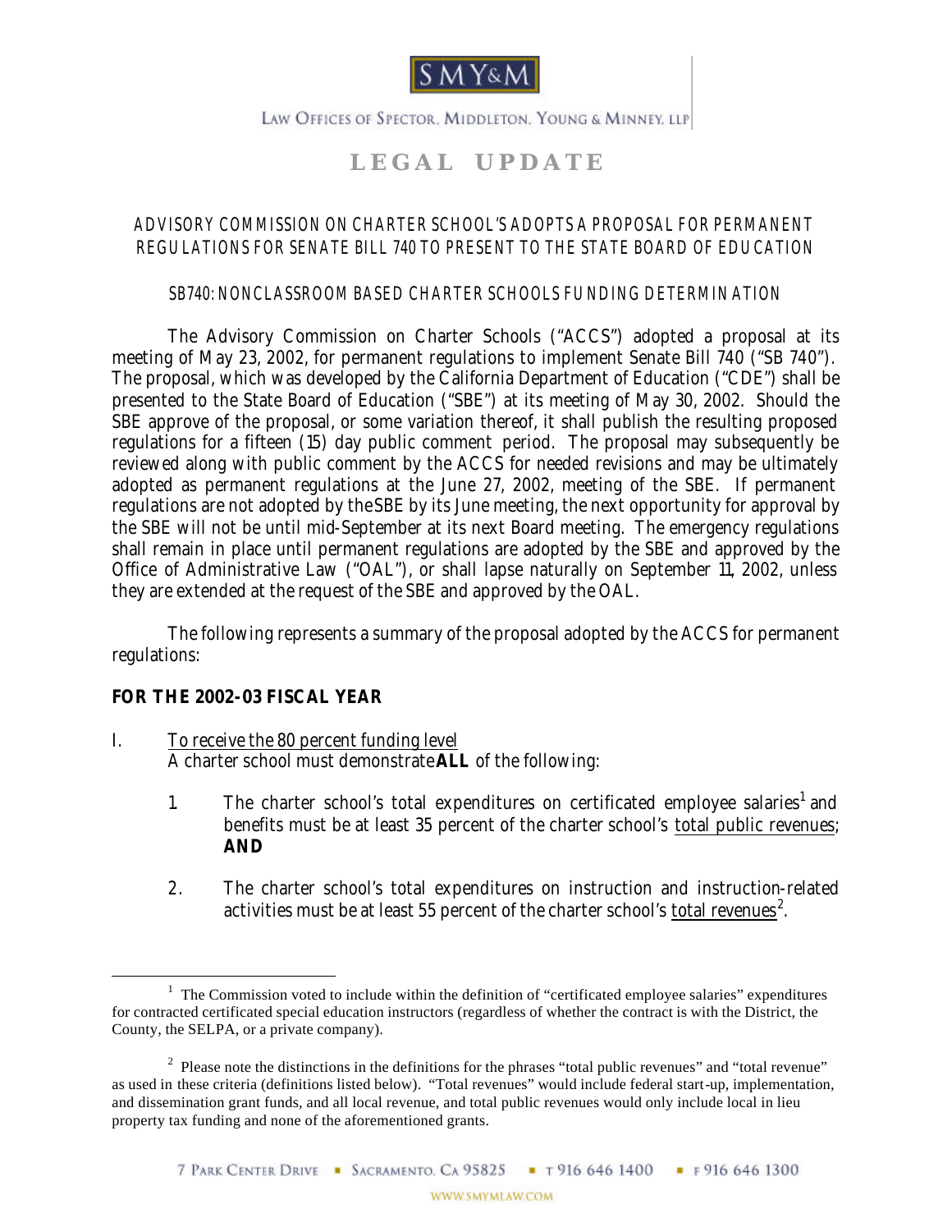SMY&M

LAW OFFICES OF SPECTOR, MIDDLETON, YOUNG & MINNEY, LLP

# LEGAL UPDATE

## ADVISORY COMMISSION ON CHARTER SCHOOL'S ADOPTS A PROPOSAL FOR PERMANENT REGULATIONS FOR SENATE BILL 740 TO PRESENT TO THE STATE BOARD OF EDUCATION

### SB740: NONCLASSROOM BASED CHARTER SCHOOLS FUNDING DETERMINATION

The Advisory Commission on Charter Schools ("ACCS") adopted a proposal at its meeting of May 23, 2002, for permanent regulations to implement Senate Bill 740 ("SB 740"). The proposal, which was developed by the California Department of Education ("CDE") shall be presented to the State Board of Education ("SBE") at its meeting of May 30, 2002. Should the SBE approve of the proposal, or some variation thereof, it shall publish the resulting proposed regulations for a fifteen (15) day public comment period. The proposal may subsequently be reviewed along with public comment by the ACCS for needed revisions and may be ultimately adopted as permanent regulations at the June 27, 2002, meeting of the SBE. If permanent regulations are not adopted by the SBE by its June meeting, the next opportunity for approval by the SBE will not be until mid-September at its next Board meeting. The emergency regulations shall remain in place until permanent regulations are adopted by the SBE and approved by the Office of Administrative Law ("OAL"), or shall lapse naturally on September 11, 2002, unless they are extended at the request of the SBE and approved by the OAL.

The following represents a summary of the proposal adopted by the ACCS for permanent regulations:

**FOR THE 2002-03 FISCAL YEAR**

I. To receive the 80 percent funding level
A charter school must demonstrate **ALL** of the following:

1. The charter school's total expenditures on certificated employee salaries[1] and benefits must be at least 35 percent of the charter school's total public revenues; **AND**

2. The charter school's total expenditures on instruction and instruction-related activities must be at least 55 percent of the charter school's total revenues[2].

---

[1] The Commission voted to include within the definition of "certificated employee salaries" expenditures for contracted certificated special education instructors (regardless of whether the contract is with the District, the County, the SELPA, or a private company).

[2] Please note the distinctions in the definitions for the phrases "total public revenues" and "total revenue" as used in these criteria (definitions listed below). "Total revenues" would include federal start-up, implementation, and dissemination grant funds, and all local revenue, and total public revenues would only include local in lieu property tax funding and none of the aforementioned grants.

7 PARK CENTER DRIVE ▪ SACRAMENTO, CA 95825 ▪ T 916 646 1400 ▪ F 916 646 1300

WWW.SMYMLAW.COM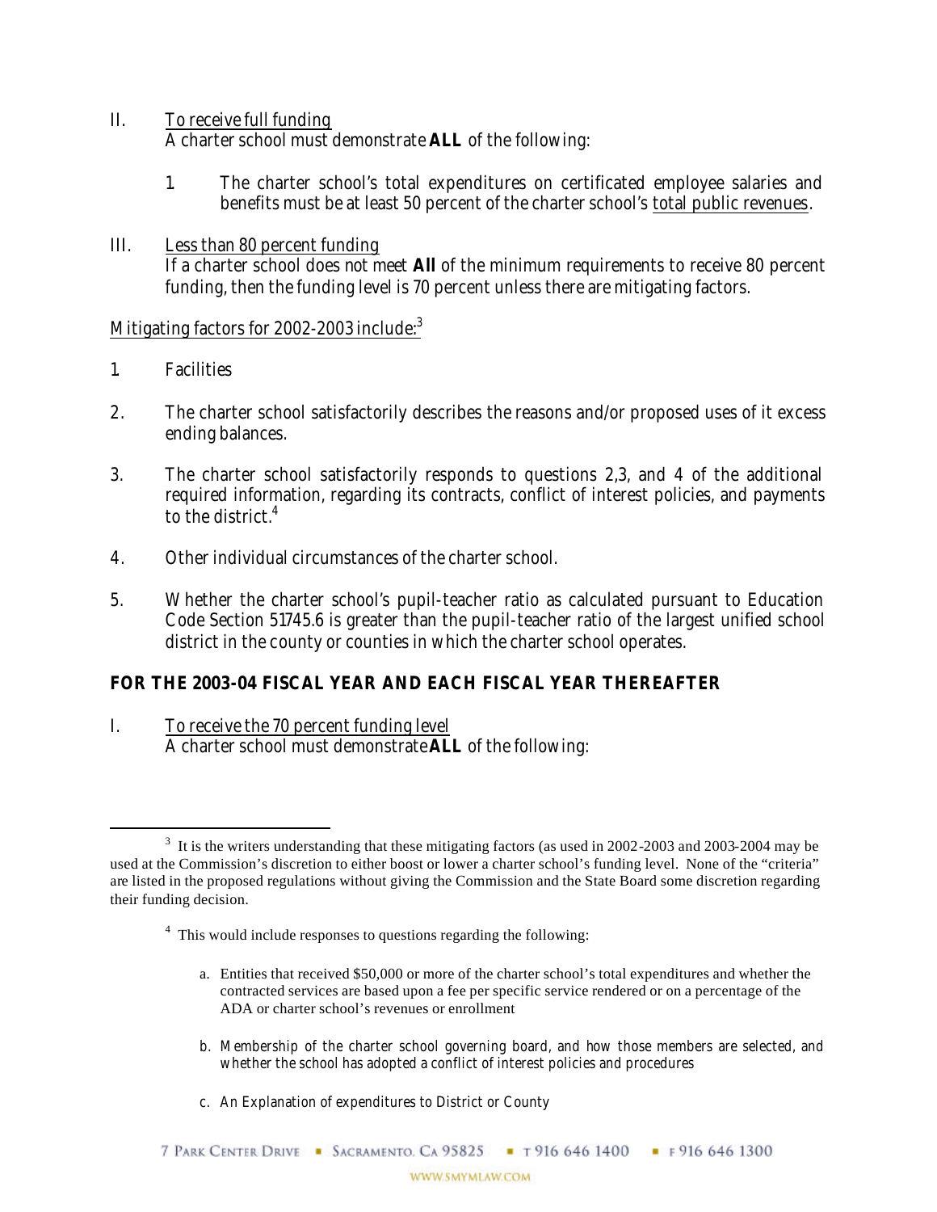II. <u>To receive full funding</u>
A charter school must demonstrate **ALL** of the following:

1. The charter school's total expenditures on certificated employee salaries and benefits must be at least 50 percent of the charter school's <u>total public revenues</u>.

III. <u>Less than 80 percent funding</u>
If a charter school does not meet **All** of the minimum requirements to receive 80 percent funding, then the funding level is 70 percent unless there are mitigating factors.

<u>Mitigating factors for 2002-2003 include:</u>[3]

1. Facilities

2. The charter school satisfactorily describes the reasons and/or proposed uses of it excess ending balances.

3. The charter school satisfactorily responds to questions 2,3, and 4 of the additional required information, regarding its contracts, conflict of interest policies, and payments to the district.[4]

4. Other individual circumstances of the charter school.

5. Whether the charter school's pupil-teacher ratio as calculated pursuant to Education Code Section 51745.6 is greater than the pupil-teacher ratio of the largest unified school district in the county or counties in which the charter school operates.

**FOR THE 2003-04 FISCAL YEAR AND EACH FISCAL YEAR THEREAFTER**

I. <u>To receive the 70 percent funding level</u>
A charter school must demonstrate **ALL** of the following:

---

[3] It is the writers understanding that these mitigating factors (as used in 2002-2003 and 2003-2004 may be used at the Commission's discretion to either boost or lower a charter school's funding level. None of the "criteria" are listed in the proposed regulations without giving the Commission and the State Board some discretion regarding their funding decision.

[4] This would include responses to questions regarding the following:

a. Entities that received $50,000 or more of the charter school's total expenditures and whether the contracted services are based upon a fee per specific service rendered or on a percentage of the ADA or charter school's revenues or enrollment

b. Membership of the charter school governing board, and how those members are selected, and whether the school has adopted a conflict of interest policies and procedures

c. An Explanation of expenditures to District or County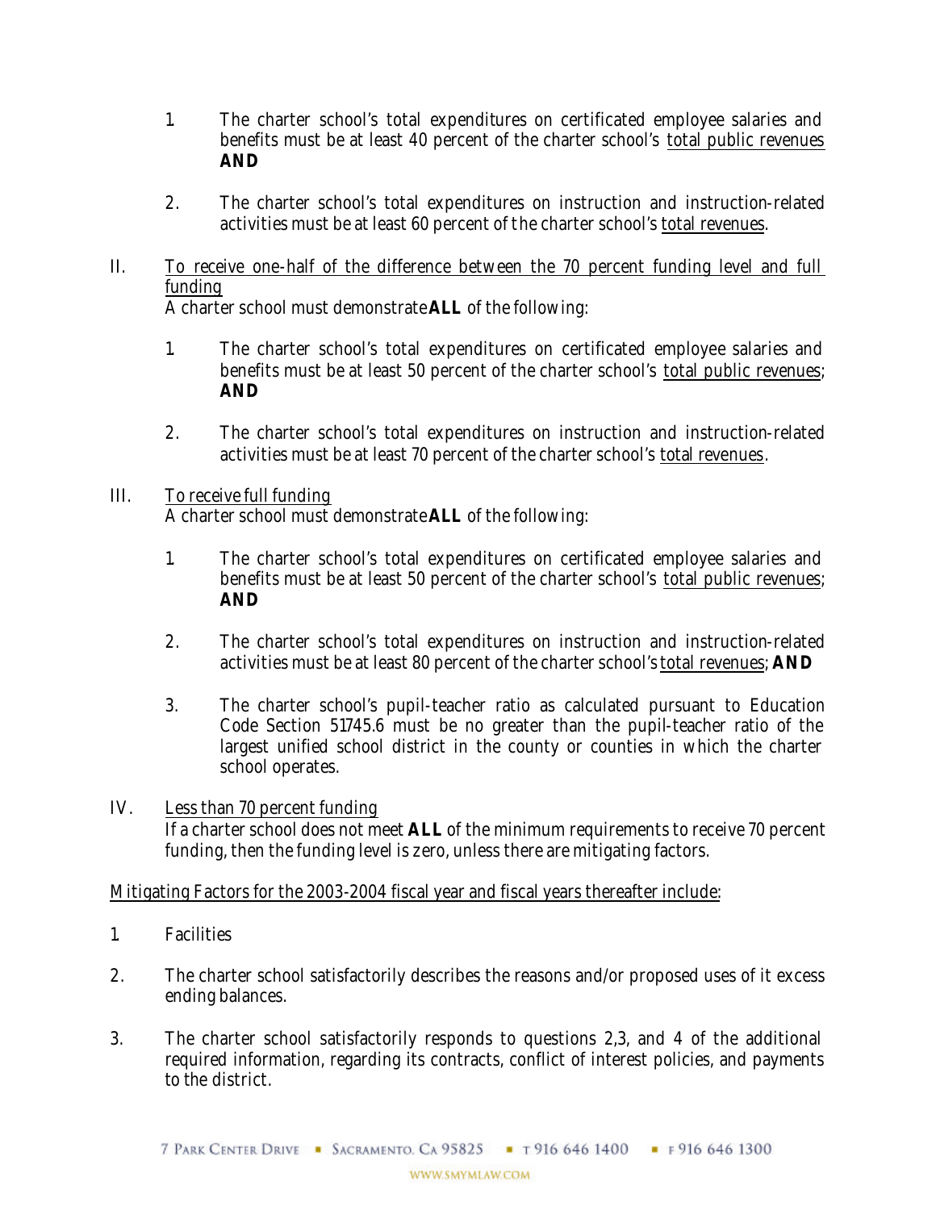1. The charter school's total expenditures on certificated employee salaries and benefits must be at least 40 percent of the charter school's <u>total public revenues</u> **AND**

2. The charter school's total expenditures on instruction and instruction-related activities must be at least 60 percent of the charter school's <u>total revenues</u>.

II. <u>To receive one-half of the difference between the 70 percent funding level and full funding</u>
A charter school must demonstrate **ALL** of the following:

1. The charter school's total expenditures on certificated employee salaries and benefits must be at least 50 percent of the charter school's <u>total public revenues</u>; **AND**

2. The charter school's total expenditures on instruction and instruction-related activities must be at least 70 percent of the charter school's <u>total revenues</u>.

III. <u>To receive full funding</u>
A charter school must demonstrate **ALL** of the following:

1. The charter school's total expenditures on certificated employee salaries and benefits must be at least 50 percent of the charter school's <u>total public revenues</u>; **AND**

2. The charter school's total expenditures on instruction and instruction-related activities must be at least 80 percent of the charter school's <u>total revenues</u>; **AND**

3. The charter school's pupil-teacher ratio as calculated pursuant to Education Code Section 51745.6 must be no greater than the pupil-teacher ratio of the largest unified school district in the county or counties in which the charter school operates.

IV. <u>Less than 70 percent funding</u>
If a charter school does not meet **ALL** of the minimum requirements to receive 70 percent funding, then the funding level is zero, unless there are mitigating factors.

<u>Mitigating Factors for the 2003-2004 fiscal year and fiscal years thereafter include</u>:

1. Facilities

2. The charter school satisfactorily describes the reasons and/or proposed uses of it excess ending balances.

3. The charter school satisfactorily responds to questions 2,3, and 4 of the additional required information, regarding its contracts, conflict of interest policies, and payments to the district.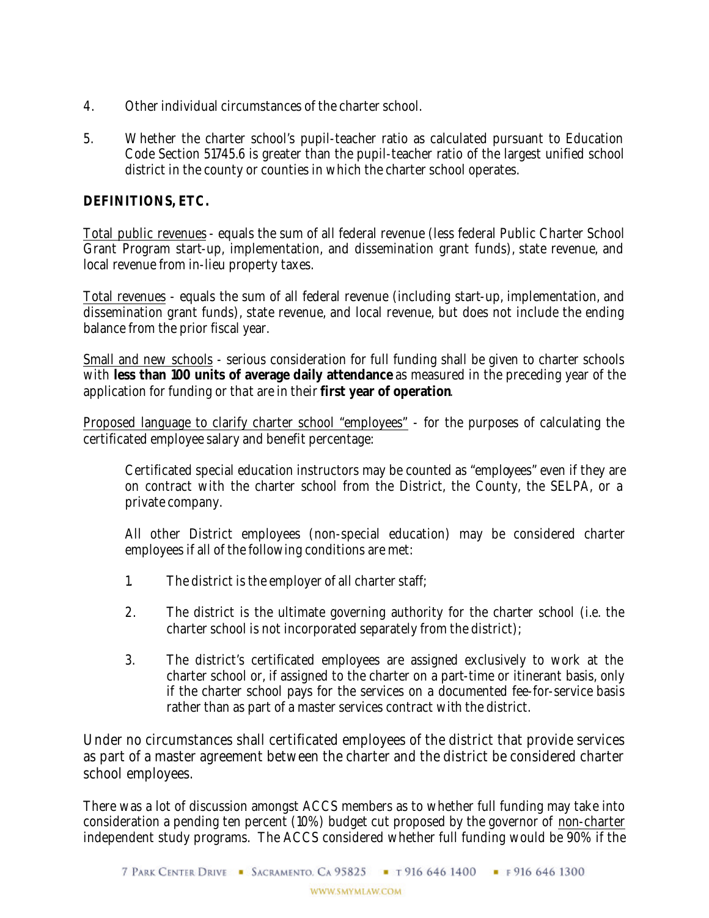4. Other individual circumstances of the charter school.

5. Whether the charter school's pupil-teacher ratio as calculated pursuant to Education Code Section 51745.6 is greater than the pupil-teacher ratio of the largest unified school district in the county or counties in which the charter school operates.

**DEFINITIONS, ETC.**

<u>Total public revenues</u> - equals the sum of all federal revenue (less federal Public Charter School Grant Program start-up, implementation, and dissemination grant funds), state revenue, and local revenue from in-lieu property taxes.

<u>Total revenues</u> - equals the sum of all federal revenue (including start-up, implementation, and dissemination grant funds), state revenue, and local revenue, but does not include the ending balance from the prior fiscal year.

<u>Small and new schools</u> - serious consideration for full funding shall be given to charter schools with **less than 100 units of average daily attendance** as measured in the preceding year of the application for funding or that are in their **first year of operation**.

<u>Proposed language to clarify charter school "employees"</u> - for the purposes of calculating the certificated employee salary and benefit percentage:

> Certificated special education instructors may be counted as "employees" even if they are on contract with the charter school from the District, the County, the SELPA, or a private company.
>
> All other District employees (non-special education) may be considered charter employees if all of the following conditions are met:
>
> 1. The district is the employer of all charter staff;
>
> 2. The district is the ultimate governing authority for the charter school (i.e. the charter school is not incorporated separately from the district);
>
> 3. The district's certificated employees are assigned exclusively to work at the charter school or, if assigned to the charter on a part-time or itinerant basis, only if the charter school pays for the services on a documented fee-for-service basis rather than as part of a master services contract with the district.

Under no circumstances shall certificated employees of the district that provide services as part of a master agreement between the charter and the district be considered charter school employees.

There was a lot of discussion amongst ACCS members as to whether full funding may take into consideration a pending ten percent (10%) budget cut proposed by the governor of <u>non-charter</u> independent study programs. The ACCS considered whether full funding would be 90% if the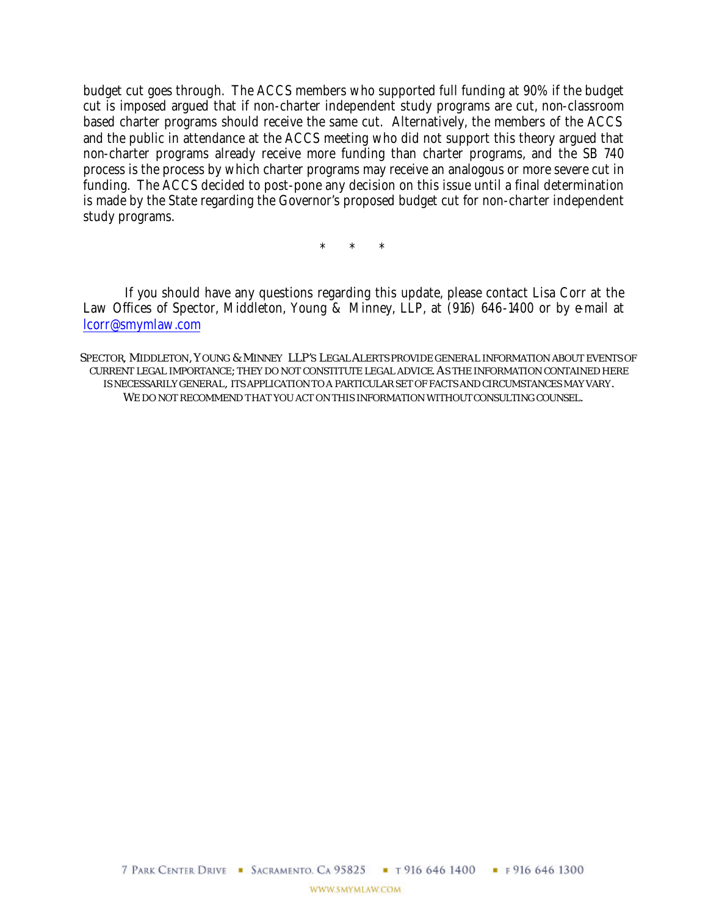budget cut goes through. The ACCS members who supported full funding at 90% if the budget cut is imposed argued that if non-charter independent study programs are cut, non-classroom based charter programs should receive the same cut. Alternatively, the members of the ACCS and the public in attendance at the ACCS meeting who did not support this theory argued that non-charter programs already receive more funding than charter programs, and the SB 740 process is the process by which charter programs may receive an analogous or more severe cut in funding. The ACCS decided to post-pone any decision on this issue until a final determination is made by the State regarding the Governor's proposed budget cut for non-charter independent study programs.

\* \* \*

If you should have any questions regarding this update, please contact Lisa Corr at the Law Offices of Spector, Middleton, Young & Minney, LLP, at (916) 646-1400 or by e-mail at lcorr@smymlaw.com

SPECTOR, MIDDLETON, YOUNG & MINNEY LLP'S LEGAL ALERTS PROVIDE GENERAL INFORMATION ABOUT EVENTS OF CURRENT LEGAL IMPORTANCE; THEY DO NOT CONSTITUTE LEGAL ADVICE. AS THE INFORMATION CONTAINED HERE IS NECESSARILY GENERAL, ITS APPLICATION TO A PARTICULAR SET OF FACTS AND CIRCUMSTANCES MAY VARY. WE DO NOT RECOMMEND THAT YOU ACT ON THIS INFORMATION WITHOUT CONSULTING COUNSEL.

7 PARK CENTER DRIVE ▪ SACRAMENTO, CA 95825 ▪ T 916 646 1400 ▪ F 916 646 1300

WWW.SMYMLAW.COM